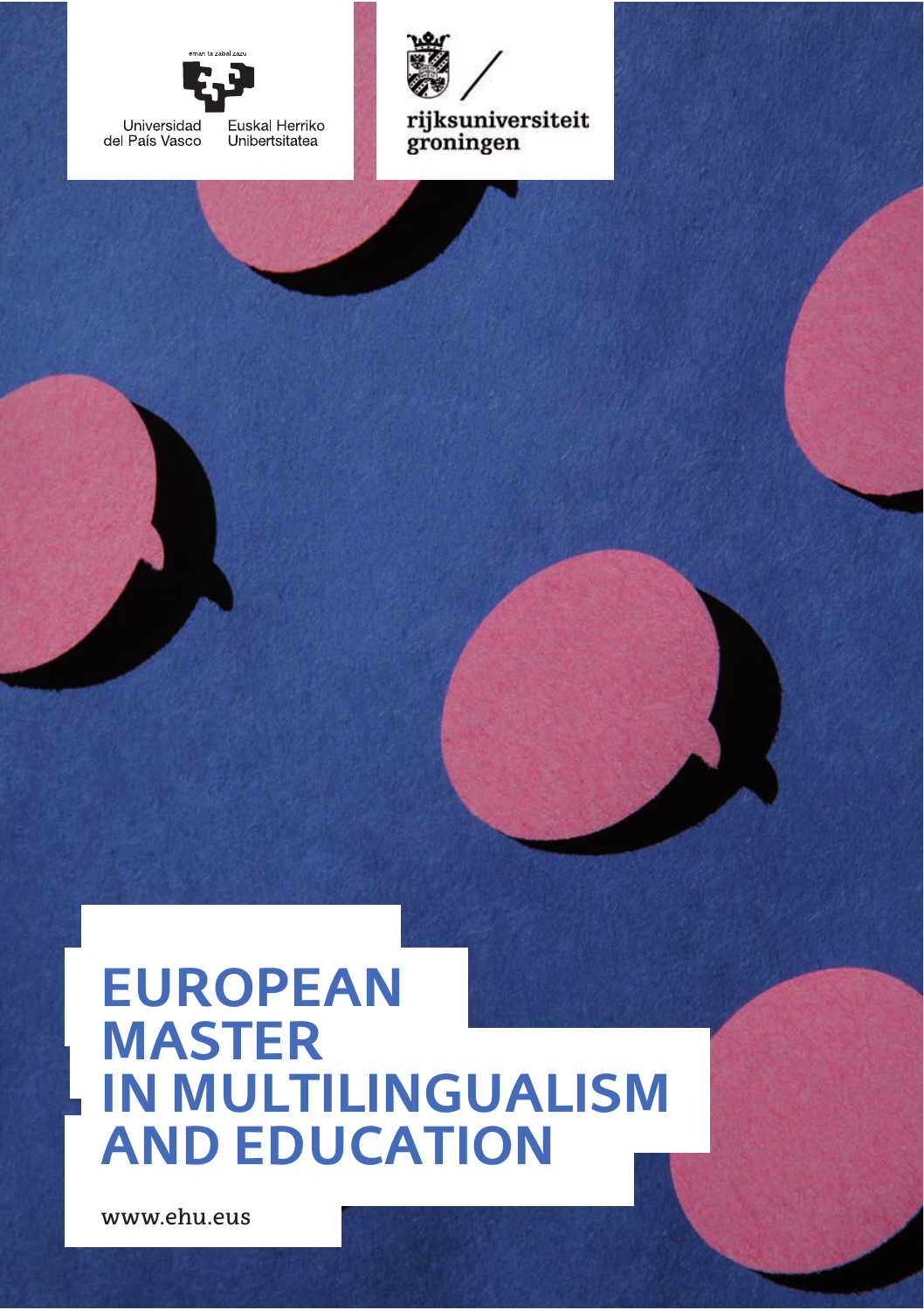eman ta zabal zazu

Universidad del País Vasco

Euskal Herriko Unibertsitatea

rijksuniversiteit groningen

# EUROPEAN MASTER IN MULTILINGUALISM AND EDUCATION

www.ehu.eus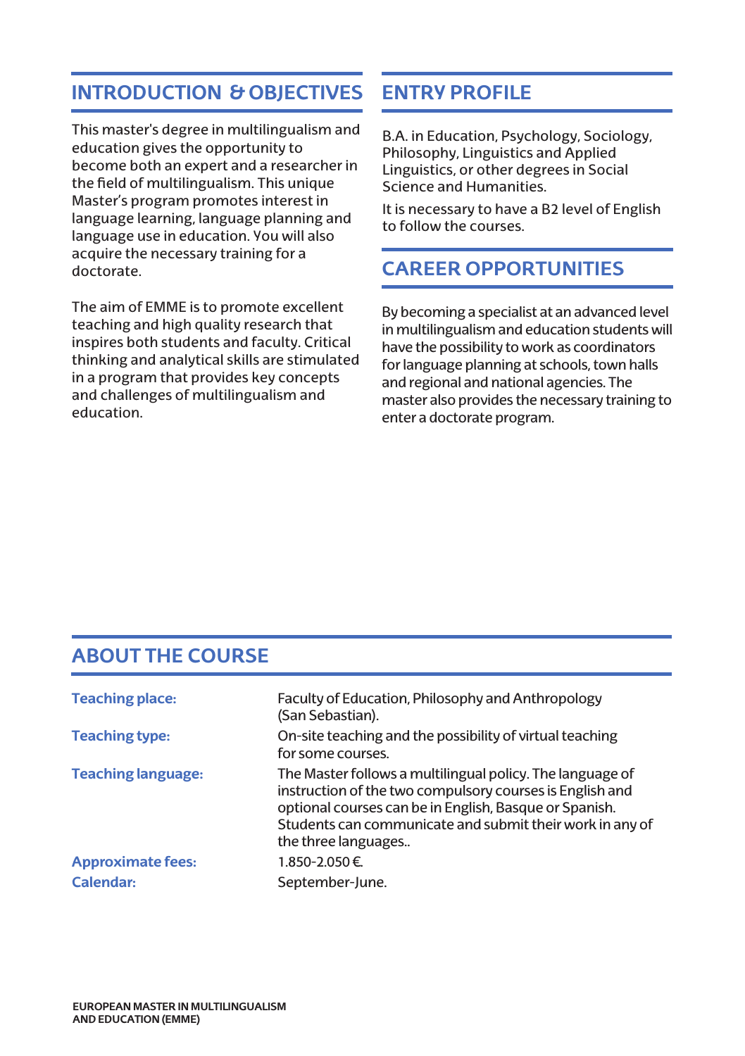## INTRODUCTION & OBJECTIVES

This master's degree in multilingualism and education gives the opportunity to become both an expert and a researcher in the field of multilingualism. This unique Master's program promotes interest in language learning, language planning and language use in education. You will also acquire the necessary training for a doctorate.

The aim of EMME is to promote excellent teaching and high quality research that inspires both students and faculty. Critical thinking and analytical skills are stimulated in a program that provides key concepts and challenges of multilingualism and education.

## ENTRY PROFILE

B.A. in Education, Psychology, Sociology, Philosophy, Linguistics and Applied Linguistics, or other degrees in Social Science and Humanities.

It is necessary to have a B2 level of English to follow the courses.

## CAREER OPPORTUNITIES

By becoming a specialist at an advanced level in multilingualism and education students will have the possibility to work as coordinators for language planning at schools, town halls and regional and national agencies. The master also provides the necessary training to enter a doctorate program.

## ABOUT THE COURSE

**Teaching place:** Faculty of Education, Philosophy and Anthropology (San Sebastian).

**Teaching type:** On-site teaching and the possibility of virtual teaching for some courses.

**Teaching language:** The Master follows a multilingual policy. The language of instruction of the two compulsory courses is English and optional courses can be in English, Basque or Spanish. Students can communicate and submit their work in any of the three languages..

**Approximate fees:** 1.850-2.050 €.

**Calendar:** September-June.

**EUROPEAN MASTER IN MULTILINGUALISM AND EDUCATION (EMME)**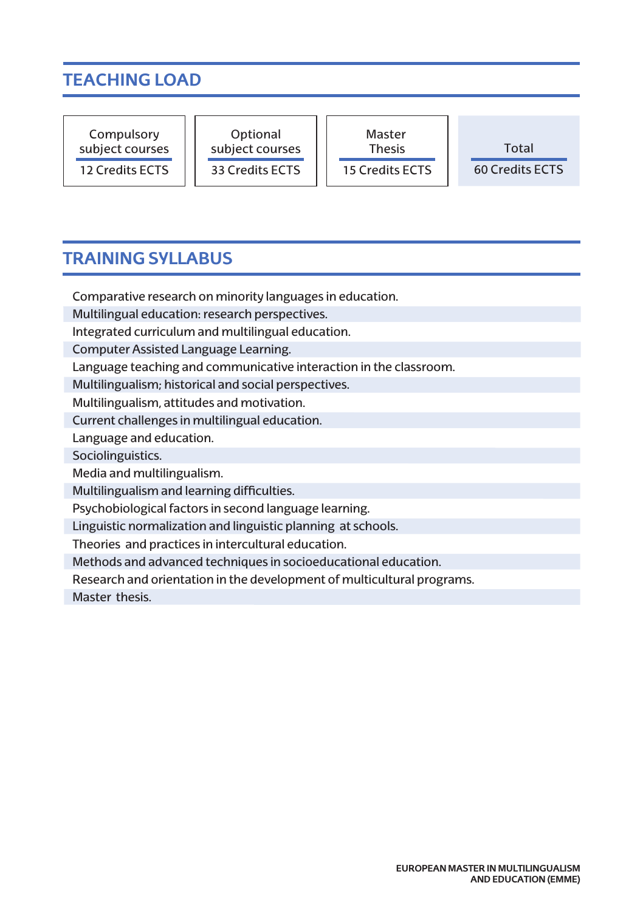## TEACHING LOAD

| Compulsory subject courses | Optional subject courses | Master Thesis | Total |
|---|---|---|---|
| 12 Credits ECTS | 33 Credits ECTS | 15 Credits ECTS | 60 Credits ECTS |

## TRAINING SYLLABUS

Comparative research on minority languages in education.
Multilingual education: research perspectives.
Integrated curriculum and multilingual education.
Computer Assisted Language Learning.
Language teaching and communicative interaction in the classroom.
Multilingualism; historical and social perspectives.
Multilingualism, attitudes and motivation.
Current challenges in multilingual education.
Language and education.
Sociolinguistics.
Media and multilingualism.
Multilingualism and learning difficulties.
Psychobiological factors in second language learning.
Linguistic normalization and linguistic planning at schools.
Theories and practices in intercultural education.
Methods and advanced techniques in socioeducational education.
Research and orientation in the development of multicultural programs.
Master thesis.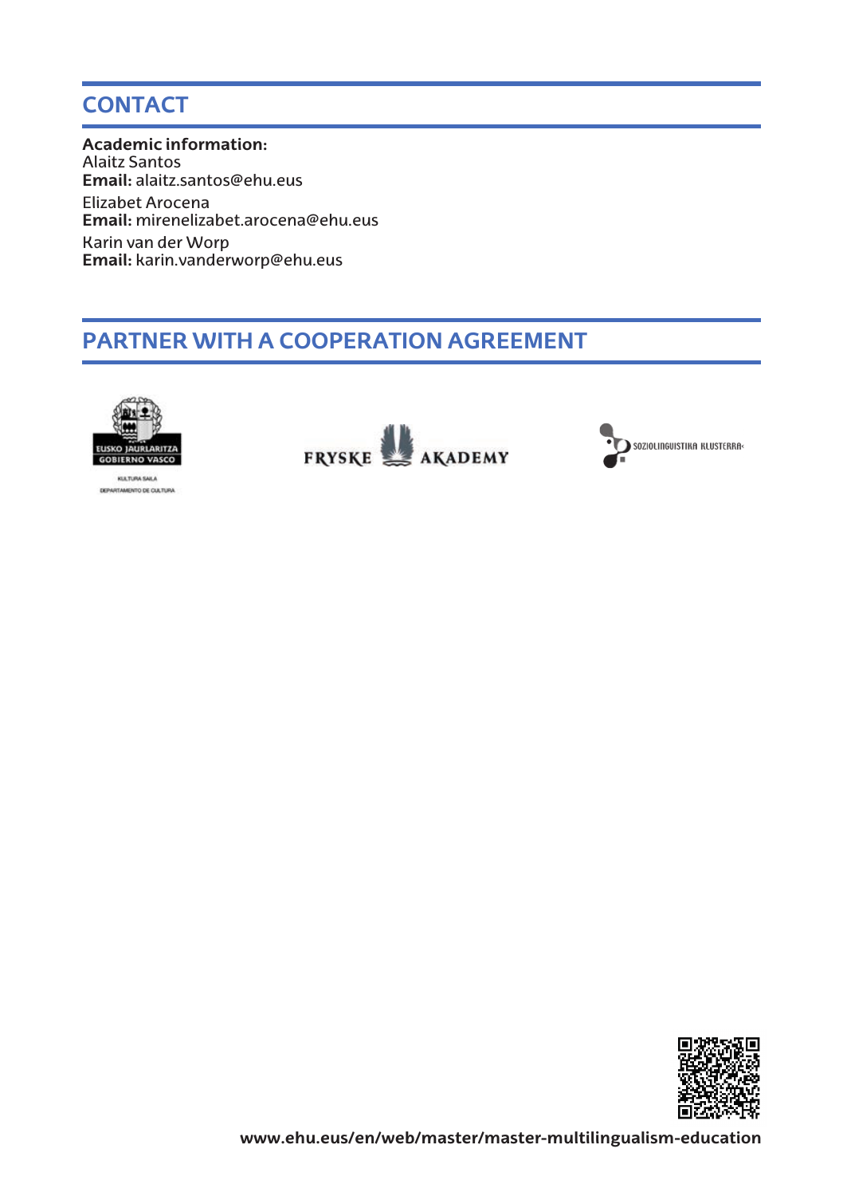## CONTACT

**Academic information:**
Alaitz Santos
**Email:** alaitz.santos@ehu.eus

Elizabet Arocena
**Email:** mirenelizabet.arocena@ehu.eus

Karin van der Worp
**Email:** karin.vanderworp@ehu.eus

## PARTNER WITH A COOPERATION AGREEMENT

EUSKO JAURLARITZA
GOBIERNO VASCO
KULTURA SAILA
DEPARTAMENTO DE CULTURA

FRYSKE AKADEMY

SOZIOLINGUISTIKA KLUSTERRA

www.ehu.eus/en/web/master/master-multilingualism-education